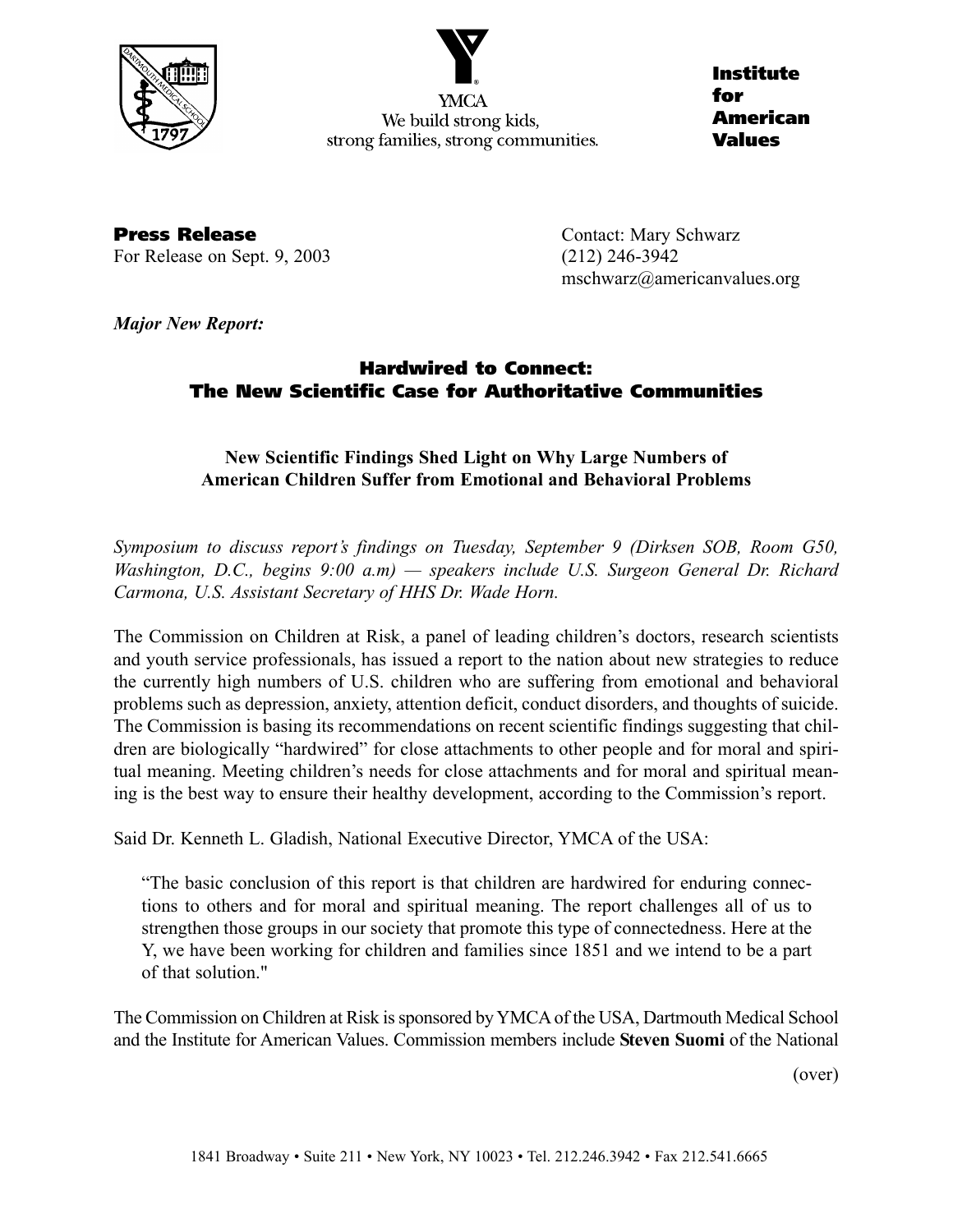YMCA
We build strong kids, strong families, strong communities.

**Institute for American Values**

**Press Release**
For Release on Sept. 9, 2003

Contact: Mary Schwarz
(212) 246-3942
mschwarz@americanvalues.org

***Major New Report:***

## Hardwired to Connect: The New Scientific Case for Authoritative Communities

### New Scientific Findings Shed Light on Why Large Numbers of American Children Suffer from Emotional and Behavioral Problems

*Symposium to discuss report's findings on Tuesday, September 9 (Dirksen SOB, Room G50, Washington, D.C., begins 9:00 a.m) — speakers include U.S. Surgeon General Dr. Richard Carmona, U.S. Assistant Secretary of HHS Dr. Wade Horn.*

The Commission on Children at Risk, a panel of leading children's doctors, research scientists and youth service professionals, has issued a report to the nation about new strategies to reduce the currently high numbers of U.S. children who are suffering from emotional and behavioral problems such as depression, anxiety, attention deficit, conduct disorders, and thoughts of suicide. The Commission is basing its recommendations on recent scientific findings suggesting that children are biologically "hardwired" for close attachments to other people and for moral and spiritual meaning. Meeting children's needs for close attachments and for moral and spiritual meaning is the best way to ensure their healthy development, according to the Commission's report.

Said Dr. Kenneth L. Gladish, National Executive Director, YMCA of the USA:

> "The basic conclusion of this report is that children are hardwired for enduring connections to others and for moral and spiritual meaning. The report challenges all of us to strengthen those groups in our society that promote this type of connectedness. Here at the Y, we have been working for children and families since 1851 and we intend to be a part of that solution."

The Commission on Children at Risk is sponsored by YMCA of the USA, Dartmouth Medical School and the Institute for American Values. Commission members include **Steven Suomi** of the National

(over)

1841 Broadway • Suite 211 • New York, NY 10023 • Tel. 212.246.3942 • Fax 212.541.6665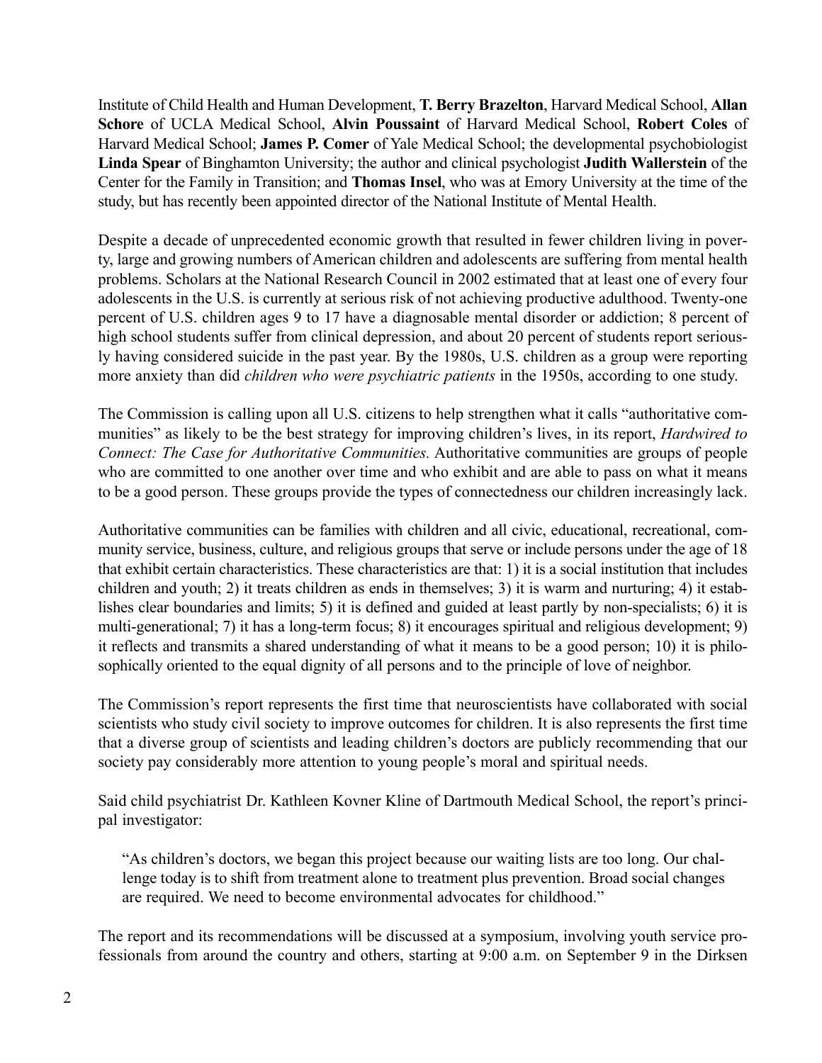Institute of Child Health and Human Development, **T. Berry Brazelton**, Harvard Medical School, **Allan Schore** of UCLA Medical School, **Alvin Poussaint** of Harvard Medical School, **Robert Coles** of Harvard Medical School; **James P. Comer** of Yale Medical School; the developmental psychobiologist **Linda Spear** of Binghamton University; the author and clinical psychologist **Judith Wallerstein** of the Center for the Family in Transition; and **Thomas Insel**, who was at Emory University at the time of the study, but has recently been appointed director of the National Institute of Mental Health.

Despite a decade of unprecedented economic growth that resulted in fewer children living in poverty, large and growing numbers of American children and adolescents are suffering from mental health problems. Scholars at the National Research Council in 2002 estimated that at least one of every four adolescents in the U.S. is currently at serious risk of not achieving productive adulthood. Twenty-one percent of U.S. children ages 9 to 17 have a diagnosable mental disorder or addiction; 8 percent of high school students suffer from clinical depression, and about 20 percent of students report seriously having considered suicide in the past year. By the 1980s, U.S. children as a group were reporting more anxiety than did *children who were psychiatric patients* in the 1950s, according to one study.

The Commission is calling upon all U.S. citizens to help strengthen what it calls "authoritative communities" as likely to be the best strategy for improving children's lives, in its report, *Hardwired to Connect: The Case for Authoritative Communities.* Authoritative communities are groups of people who are committed to one another over time and who exhibit and are able to pass on what it means to be a good person. These groups provide the types of connectedness our children increasingly lack.

Authoritative communities can be families with children and all civic, educational, recreational, community service, business, culture, and religious groups that serve or include persons under the age of 18 that exhibit certain characteristics. These characteristics are that: 1) it is a social institution that includes children and youth; 2) it treats children as ends in themselves; 3) it is warm and nurturing; 4) it establishes clear boundaries and limits; 5) it is defined and guided at least partly by non-specialists; 6) it is multi-generational; 7) it has a long-term focus; 8) it encourages spiritual and religious development; 9) it reflects and transmits a shared understanding of what it means to be a good person; 10) it is philosophically oriented to the equal dignity of all persons and to the principle of love of neighbor.

The Commission's report represents the first time that neuroscientists have collaborated with social scientists who study civil society to improve outcomes for children. It is also represents the first time that a diverse group of scientists and leading children's doctors are publicly recommending that our society pay considerably more attention to young people's moral and spiritual needs.

Said child psychiatrist Dr. Kathleen Kovner Kline of Dartmouth Medical School, the report's principal investigator:

> "As children's doctors, we began this project because our waiting lists are too long. Our challenge today is to shift from treatment alone to treatment plus prevention. Broad social changes are required. We need to become environmental advocates for childhood."

The report and its recommendations will be discussed at a symposium, involving youth service professionals from around the country and others, starting at 9:00 a.m. on September 9 in the Dirksen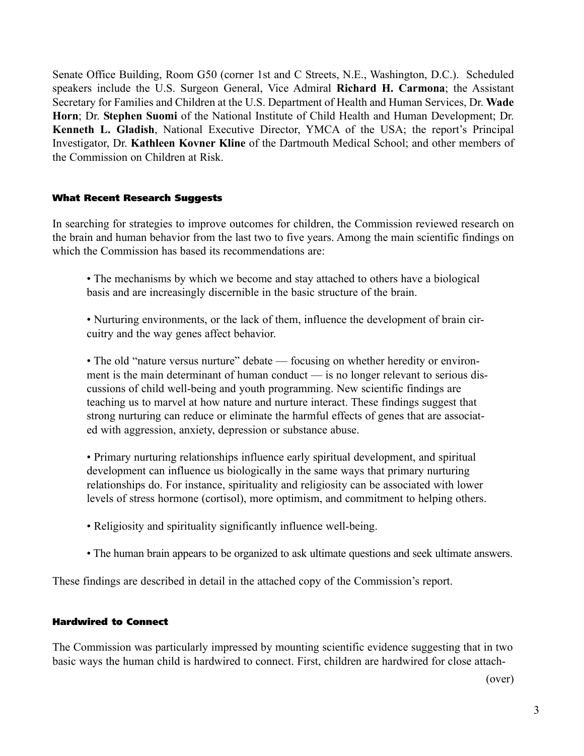Senate Office Building, Room G50 (corner 1st and C Streets, N.E., Washington, D.C.). Scheduled speakers include the U.S. Surgeon General, Vice Admiral **Richard H. Carmona**; the Assistant Secretary for Families and Children at the U.S. Department of Health and Human Services, Dr. **Wade Horn**; Dr. **Stephen Suomi** of the National Institute of Child Health and Human Development; Dr. **Kenneth L. Gladish**, National Executive Director, YMCA of the USA; the report's Principal Investigator, Dr. **Kathleen Kovner Kline** of the Dartmouth Medical School; and other members of the Commission on Children at Risk.

#### What Recent Research Suggests

In searching for strategies to improve outcomes for children, the Commission reviewed research on the brain and human behavior from the last two to five years. Among the main scientific findings on which the Commission has based its recommendations are:

- The mechanisms by which we become and stay attached to others have a biological basis and are increasingly discernible in the basic structure of the brain.
- Nurturing environments, or the lack of them, influence the development of brain circuitry and the way genes affect behavior.
- The old "nature versus nurture" debate — focusing on whether heredity or environment is the main determinant of human conduct — is no longer relevant to serious discussions of child well-being and youth programming. New scientific findings are teaching us to marvel at how nature and nurture interact. These findings suggest that strong nurturing can reduce or eliminate the harmful effects of genes that are associated with aggression, anxiety, depression or substance abuse.
- Primary nurturing relationships influence early spiritual development, and spiritual development can influence us biologically in the same ways that primary nurturing relationships do. For instance, spirituality and religiosity can be associated with lower levels of stress hormone (cortisol), more optimism, and commitment to helping others.
- Religiosity and spirituality significantly influence well-being.
- The human brain appears to be organized to ask ultimate questions and seek ultimate answers.

These findings are described in detail in the attached copy of the Commission's report.

#### Hardwired to Connect

The Commission was particularly impressed by mounting scientific evidence suggesting that in two basic ways the human child is hardwired to connect. First, children are hardwired for close attach-

(over)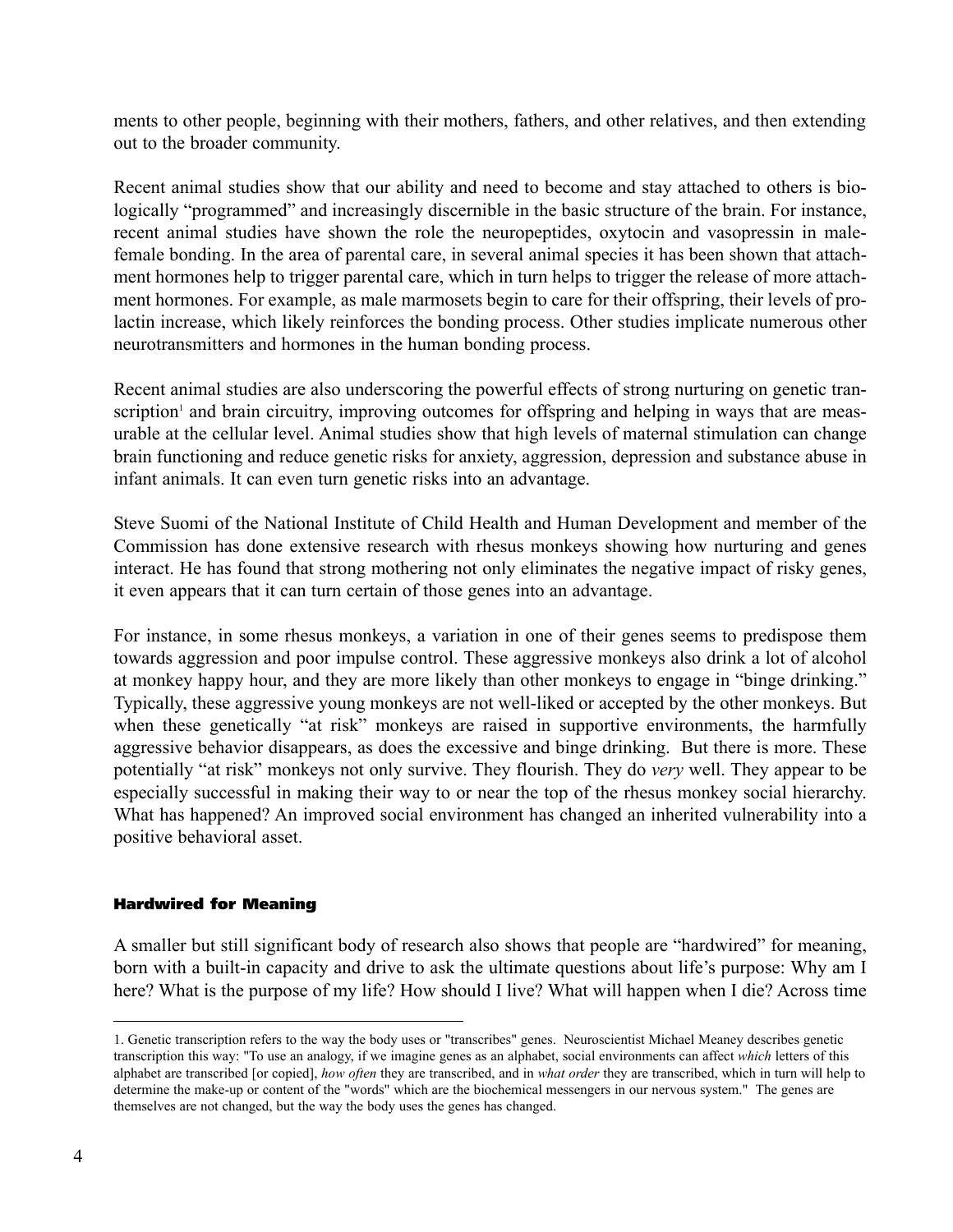ments to other people, beginning with their mothers, fathers, and other relatives, and then extending out to the broader community.

Recent animal studies show that our ability and need to become and stay attached to others is biologically "programmed" and increasingly discernible in the basic structure of the brain. For instance, recent animal studies have shown the role the neuropeptides, oxytocin and vasopressin in male-female bonding. In the area of parental care, in several animal species it has been shown that attachment hormones help to trigger parental care, which in turn helps to trigger the release of more attachment hormones. For example, as male marmosets begin to care for their offspring, their levels of prolactin increase, which likely reinforces the bonding process. Other studies implicate numerous other neurotransmitters and hormones in the human bonding process.

Recent animal studies are also underscoring the powerful effects of strong nurturing on genetic transcription[1] and brain circuitry, improving outcomes for offspring and helping in ways that are measurable at the cellular level. Animal studies show that high levels of maternal stimulation can change brain functioning and reduce genetic risks for anxiety, aggression, depression and substance abuse in infant animals. It can even turn genetic risks into an advantage.

Steve Suomi of the National Institute of Child Health and Human Development and member of the Commission has done extensive research with rhesus monkeys showing how nurturing and genes interact. He has found that strong mothering not only eliminates the negative impact of risky genes, it even appears that it can turn certain of those genes into an advantage.

For instance, in some rhesus monkeys, a variation in one of their genes seems to predispose them towards aggression and poor impulse control. These aggressive monkeys also drink a lot of alcohol at monkey happy hour, and they are more likely than other monkeys to engage in "binge drinking." Typically, these aggressive young monkeys are not well-liked or accepted by the other monkeys. But when these genetically "at risk" monkeys are raised in supportive environments, the harmfully aggressive behavior disappears, as does the excessive and binge drinking. But there is more. These potentially "at risk" monkeys not only survive. They flourish. They do *very* well. They appear to be especially successful in making their way to or near the top of the rhesus monkey social hierarchy. What has happened? An improved social environment has changed an inherited vulnerability into a positive behavioral asset.

#### Hardwired for Meaning

A smaller but still significant body of research also shows that people are "hardwired" for meaning, born with a built-in capacity and drive to ask the ultimate questions about life's purpose: Why am I here? What is the purpose of my life? How should I live? What will happen when I die? Across time

---

1. Genetic transcription refers to the way the body uses or "transcribes" genes. Neuroscientist Michael Meaney describes genetic transcription this way: "To use an analogy, if we imagine genes as an alphabet, social environments can affect *which* letters of this alphabet are transcribed [or copied], *how often* they are transcribed, and in *what order* they are transcribed, which in turn will help to determine the make-up or content of the "words" which are the biochemical messengers in our nervous system." The genes are themselves are not changed, but the way the body uses the genes has changed.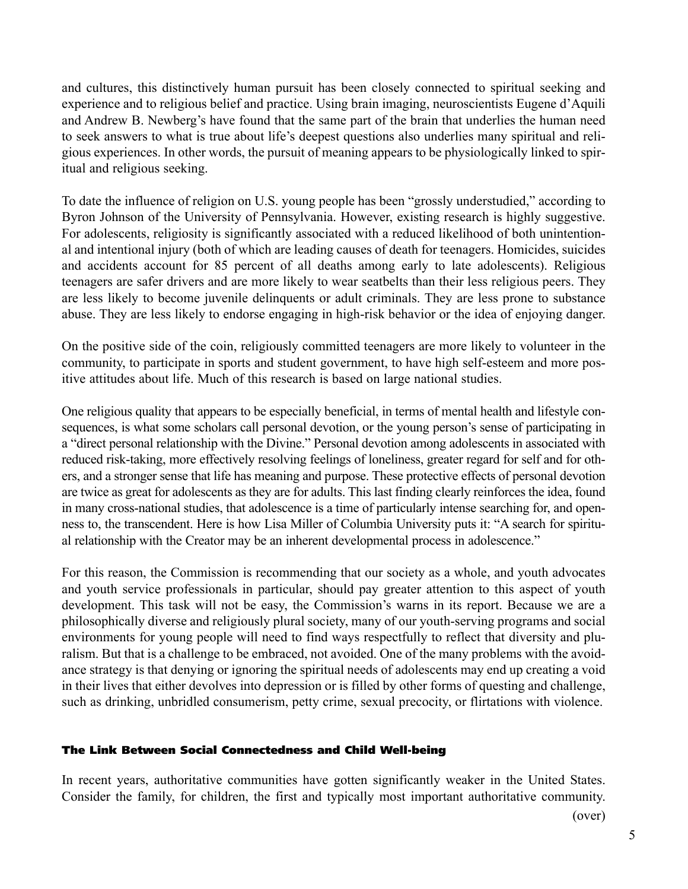and cultures, this distinctively human pursuit has been closely connected to spiritual seeking and experience and to religious belief and practice. Using brain imaging, neuroscientists Eugene d'Aquili and Andrew B. Newberg's have found that the same part of the brain that underlies the human need to seek answers to what is true about life's deepest questions also underlies many spiritual and religious experiences. In other words, the pursuit of meaning appears to be physiologically linked to spiritual and religious seeking.

To date the influence of religion on U.S. young people has been "grossly understudied," according to Byron Johnson of the University of Pennsylvania. However, existing research is highly suggestive. For adolescents, religiosity is significantly associated with a reduced likelihood of both unintentional and intentional injury (both of which are leading causes of death for teenagers. Homicides, suicides and accidents account for 85 percent of all deaths among early to late adolescents). Religious teenagers are safer drivers and are more likely to wear seatbelts than their less religious peers. They are less likely to become juvenile delinquents or adult criminals. They are less prone to substance abuse. They are less likely to endorse engaging in high-risk behavior or the idea of enjoying danger.

On the positive side of the coin, religiously committed teenagers are more likely to volunteer in the community, to participate in sports and student government, to have high self-esteem and more positive attitudes about life. Much of this research is based on large national studies.

One religious quality that appears to be especially beneficial, in terms of mental health and lifestyle consequences, is what some scholars call personal devotion, or the young person's sense of participating in a "direct personal relationship with the Divine." Personal devotion among adolescents in associated with reduced risk-taking, more effectively resolving feelings of loneliness, greater regard for self and for others, and a stronger sense that life has meaning and purpose. These protective effects of personal devotion are twice as great for adolescents as they are for adults. This last finding clearly reinforces the idea, found in many cross-national studies, that adolescence is a time of particularly intense searching for, and openness to, the transcendent. Here is how Lisa Miller of Columbia University puts it: "A search for spiritual relationship with the Creator may be an inherent developmental process in adolescence."

For this reason, the Commission is recommending that our society as a whole, and youth advocates and youth service professionals in particular, should pay greater attention to this aspect of youth development. This task will not be easy, the Commission's warns in its report. Because we are a philosophically diverse and religiously plural society, many of our youth-serving programs and social environments for young people will need to find ways respectfully to reflect that diversity and pluralism. But that is a challenge to be embraced, not avoided. One of the many problems with the avoidance strategy is that denying or ignoring the spiritual needs of adolescents may end up creating a void in their lives that either devolves into depression or is filled by other forms of questing and challenge, such as drinking, unbridled consumerism, petty crime, sexual precocity, or flirtations with violence.

#### The Link Between Social Connectedness and Child Well-being

In recent years, authoritative communities have gotten significantly weaker in the United States. Consider the family, for children, the first and typically most important authoritative community.

(over)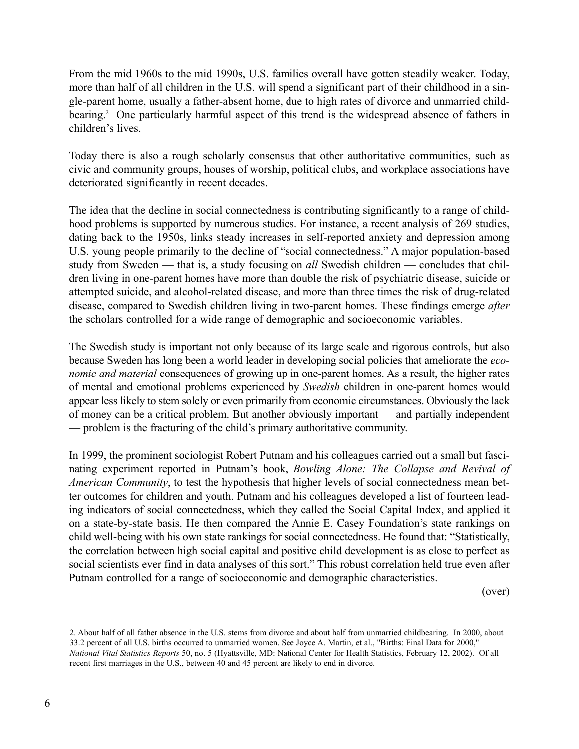From the mid 1960s to the mid 1990s, U.S. families overall have gotten steadily weaker. Today, more than half of all children in the U.S. will spend a significant part of their childhood in a single-parent home, usually a father-absent home, due to high rates of divorce and unmarried childbearing.[2] One particularly harmful aspect of this trend is the widespread absence of fathers in children's lives.

Today there is also a rough scholarly consensus that other authoritative communities, such as civic and community groups, houses of worship, political clubs, and workplace associations have deteriorated significantly in recent decades.

The idea that the decline in social connectedness is contributing significantly to a range of childhood problems is supported by numerous studies. For instance, a recent analysis of 269 studies, dating back to the 1950s, links steady increases in self-reported anxiety and depression among U.S. young people primarily to the decline of "social connectedness." A major population-based study from Sweden — that is, a study focusing on *all* Swedish children — concludes that children living in one-parent homes have more than double the risk of psychiatric disease, suicide or attempted suicide, and alcohol-related disease, and more than three times the risk of drug-related disease, compared to Swedish children living in two-parent homes. These findings emerge *after* the scholars controlled for a wide range of demographic and socioeconomic variables.

The Swedish study is important not only because of its large scale and rigorous controls, but also because Sweden has long been a world leader in developing social policies that ameliorate the *economic and material* consequences of growing up in one-parent homes. As a result, the higher rates of mental and emotional problems experienced by *Swedish* children in one-parent homes would appear less likely to stem solely or even primarily from economic circumstances. Obviously the lack of money can be a critical problem. But another obviously important — and partially independent — problem is the fracturing of the child's primary authoritative community.

In 1999, the prominent sociologist Robert Putnam and his colleagues carried out a small but fascinating experiment reported in Putnam's book, *Bowling Alone: The Collapse and Revival of American Community*, to test the hypothesis that higher levels of social connectedness mean better outcomes for children and youth. Putnam and his colleagues developed a list of fourteen leading indicators of social connectedness, which they called the Social Capital Index, and applied it on a state-by-state basis. He then compared the Annie E. Casey Foundation's state rankings on child well-being with his own state rankings for social connectedness. He found that: "Statistically, the correlation between high social capital and positive child development is as close to perfect as social scientists ever find in data analyses of this sort." This robust correlation held true even after Putnam controlled for a range of socioeconomic and demographic characteristics.

(over)

---

2. About half of all father absence in the U.S. stems from divorce and about half from unmarried childbearing. In 2000, about 33.2 percent of all U.S. births occurred to unmarried women. See Joyce A. Martin, et al., "Births: Final Data for 2000," *National Vital Statistics Reports* 50, no. 5 (Hyattsville, MD: National Center for Health Statistics, February 12, 2002). Of all recent first marriages in the U.S., between 40 and 45 percent are likely to end in divorce.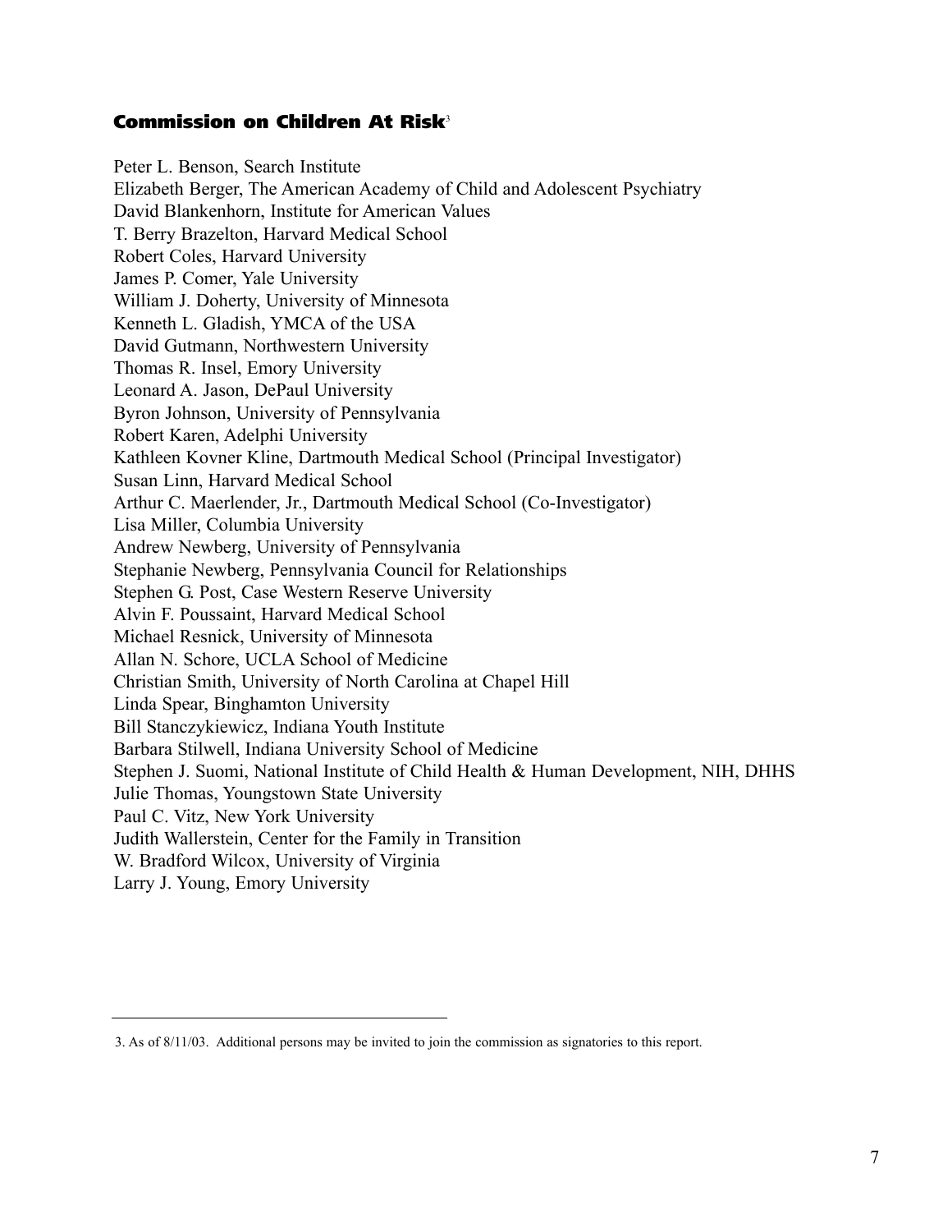### Commission on Children At Risk[3]

Peter L. Benson, Search Institute
Elizabeth Berger, The American Academy of Child and Adolescent Psychiatry
David Blankenhorn, Institute for American Values
T. Berry Brazelton, Harvard Medical School
Robert Coles, Harvard University
James P. Comer, Yale University
William J. Doherty, University of Minnesota
Kenneth L. Gladish, YMCA of the USA
David Gutmann, Northwestern University
Thomas R. Insel, Emory University
Leonard A. Jason, DePaul University
Byron Johnson, University of Pennsylvania
Robert Karen, Adelphi University
Kathleen Kovner Kline, Dartmouth Medical School (Principal Investigator)
Susan Linn, Harvard Medical School
Arthur C. Maerlender, Jr., Dartmouth Medical School (Co-Investigator)
Lisa Miller, Columbia University
Andrew Newberg, University of Pennsylvania
Stephanie Newberg, Pennsylvania Council for Relationships
Stephen G. Post, Case Western Reserve University
Alvin F. Poussaint, Harvard Medical School
Michael Resnick, University of Minnesota
Allan N. Schore, UCLA School of Medicine
Christian Smith, University of North Carolina at Chapel Hill
Linda Spear, Binghamton University
Bill Stanczykiewicz, Indiana Youth Institute
Barbara Stilwell, Indiana University School of Medicine
Stephen J. Suomi, National Institute of Child Health & Human Development, NIH, DHHS
Julie Thomas, Youngstown State University
Paul C. Vitz, New York University
Judith Wallerstein, Center for the Family in Transition
W. Bradford Wilcox, University of Virginia
Larry J. Young, Emory University

---

3. As of 8/11/03. Additional persons may be invited to join the commission as signatories to this report.